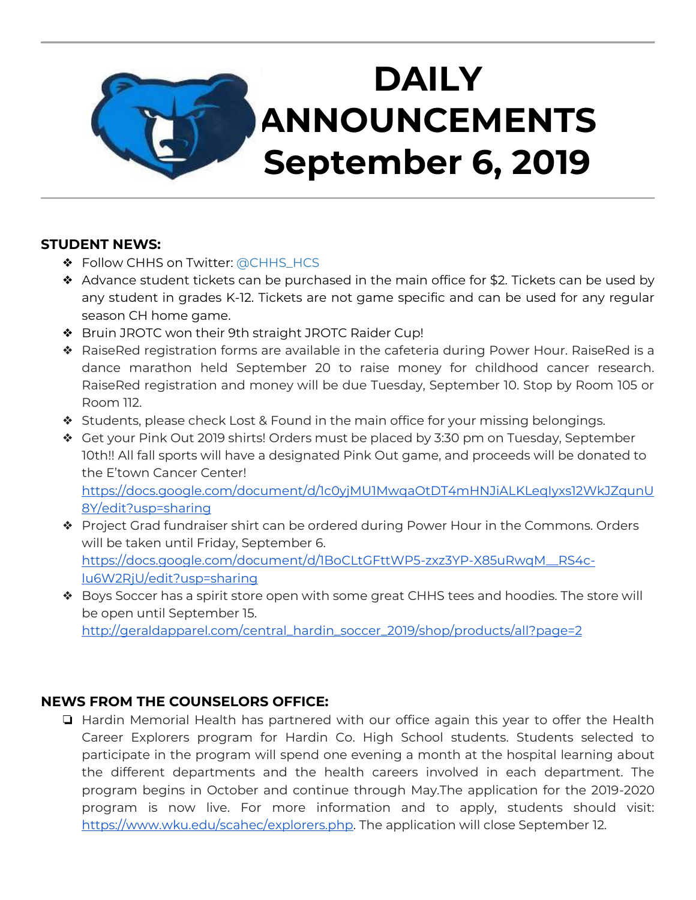# DAILY ANNOUNCEMENTS September 6, 2019

**STUDENT NEWS:**

- Follow CHHS on Twitter: @CHHS_HCS
- Advance student tickets can be purchased in the main office for $2. Tickets can be used by any student in grades K-12. Tickets are not game specific and can be used for any regular season CH home game.
- Bruin JROTC won their 9th straight JROTC Raider Cup!
- RaiseRed registration forms are available in the cafeteria during Power Hour. RaiseRed is a dance marathon held September 20 to raise money for childhood cancer research. RaiseRed registration and money will be due Tuesday, September 10. Stop by Room 105 or Room 112.
- Students, please check Lost & Found in the main office for your missing belongings.
- Get your Pink Out 2019 shirts! Orders must be placed by 3:30 pm on Tuesday, September 10th!! All fall sports will have a designated Pink Out game, and proceeds will be donated to the E'town Cancer Center! https://docs.google.com/document/d/1c0yjMU1MwqaOtDT4mHNJiALKLeqIyxs12WkJZqunU8Y/edit?usp=sharing
- Project Grad fundraiser shirt can be ordered during Power Hour in the Commons. Orders will be taken until Friday, September 6. https://docs.google.com/document/d/1BoCLtGFttWP5-zxz3YP-X85uRwqM__RS4c-lu6W2RjU/edit?usp=sharing
- Boys Soccer has a spirit store open with some great CHHS tees and hoodies. The store will be open until September 15. http://geraldapparel.com/central_hardin_soccer_2019/shop/products/all?page=2

**NEWS FROM THE COUNSELORS OFFICE:**

- Hardin Memorial Health has partnered with our office again this year to offer the Health Career Explorers program for Hardin Co. High School students. Students selected to participate in the program will spend one evening a month at the hospital learning about the different departments and the health careers involved in each department. The program begins in October and continue through May.The application for the 2019-2020 program is now live. For more information and to apply, students should visit: https://www.wku.edu/scahec/explorers.php. The application will close September 12.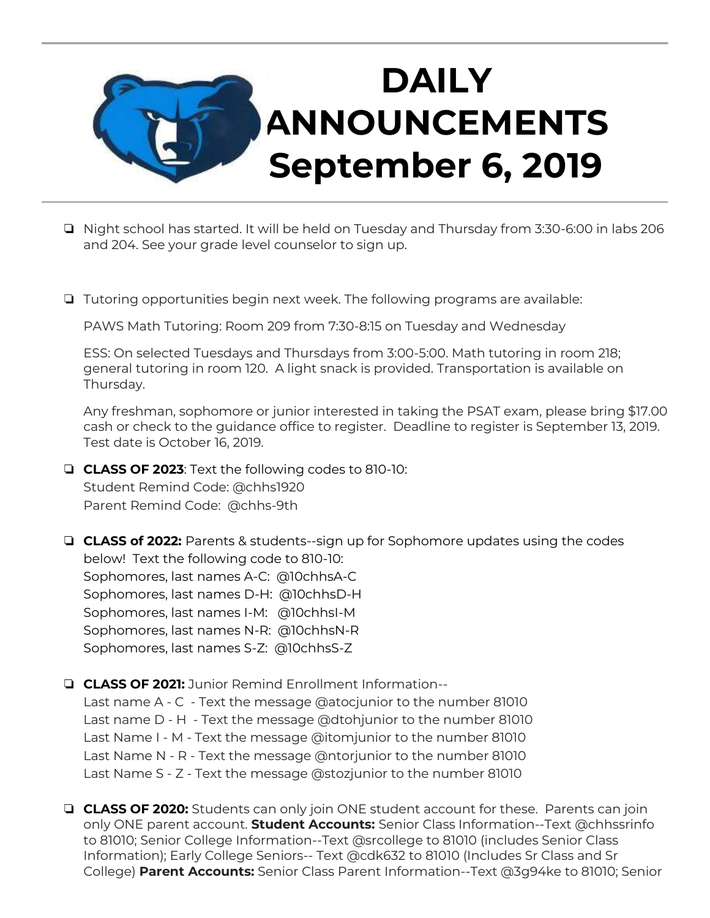# DAILY ANNOUNCEMENTS September 6, 2019

- Night school has started. It will be held on Tuesday and Thursday from 3:30-6:00 in labs 206 and 204. See your grade level counselor to sign up.

- Tutoring opportunities begin next week. The following programs are available:

  PAWS Math Tutoring: Room 209 from 7:30-8:15 on Tuesday and Wednesday

  ESS: On selected Tuesdays and Thursdays from 3:00-5:00. Math tutoring in room 218; general tutoring in room 120. A light snack is provided. Transportation is available on Thursday.

  Any freshman, sophomore or junior interested in taking the PSAT exam, please bring $17.00 cash or check to the guidance office to register. Deadline to register is September 13, 2019. Test date is October 16, 2019.

- **CLASS OF 2023**: Text the following codes to 810-10:
  Student Remind Code: @chhs1920
  Parent Remind Code: @chhs-9th

- **CLASS of 2022:** Parents & students--sign up for Sophomore updates using the codes below! Text the following code to 810-10:
  Sophomores, last names A-C: @10chhsA-C
  Sophomores, last names D-H: @10chhsD-H
  Sophomores, last names I-M: @10chhsI-M
  Sophomores, last names N-R: @10chhsN-R
  Sophomores, last names S-Z: @10chhsS-Z

- **CLASS OF 2021:** Junior Remind Enrollment Information--
  Last name A - C - Text the message @atocjunior to the number 81010
  Last name D - H - Text the message @dtohjunior to the number 81010
  Last Name I - M - Text the message @itomjunior to the number 81010
  Last Name N - R - Text the message @ntorjunior to the number 81010
  Last Name S - Z - Text the message @stozjunior to the number 81010

- **CLASS OF 2020:** Students can only join ONE student account for these. Parents can join only ONE parent account. **Student Accounts:** Senior Class Information--Text @chhssrinfo to 81010; Senior College Information--Text @srcollege to 81010 (includes Senior Class Information); Early College Seniors-- Text @cdk632 to 81010 (Includes Sr Class and Sr College) **Parent Accounts:** Senior Class Parent Information--Text @3g94ke to 81010; Senior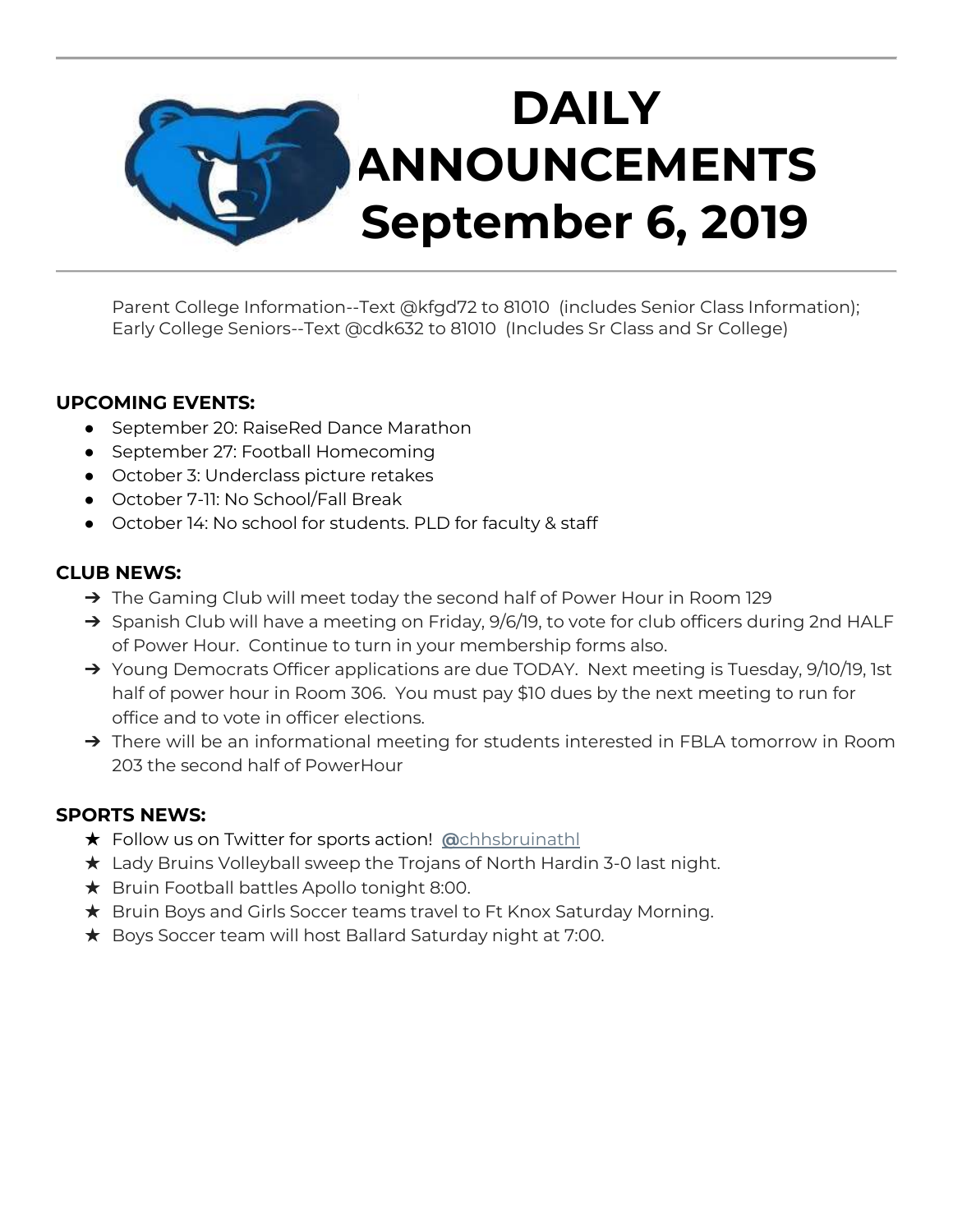# DAILY ANNOUNCEMENTS September 6, 2019

Parent College Information--Text @kfgd72 to 81010 (includes Senior Class Information);
Early College Seniors--Text @cdk632 to 81010 (Includes Sr Class and Sr College)

**UPCOMING EVENTS:**

- September 20: RaiseRed Dance Marathon
- September 27: Football Homecoming
- October 3: Underclass picture retakes
- October 7-11: No School/Fall Break
- October 14: No school for students. PLD for faculty & staff

**CLUB NEWS:**

- The Gaming Club will meet today the second half of Power Hour in Room 129
- Spanish Club will have a meeting on Friday, 9/6/19, to vote for club officers during 2nd HALF of Power Hour. Continue to turn in your membership forms also.
- Young Democrats Officer applications are due TODAY. Next meeting is Tuesday, 9/10/19, 1st half of power hour in Room 306. You must pay $10 dues by the next meeting to run for office and to vote in officer elections.
- There will be an informational meeting for students interested in FBLA tomorrow in Room 203 the second half of PowerHour

**SPORTS NEWS:**

- Follow us on Twitter for sports action! @chhsbruinathl
- Lady Bruins Volleyball sweep the Trojans of North Hardin 3-0 last night.
- Bruin Football battles Apollo tonight 8:00.
- Bruin Boys and Girls Soccer teams travel to Ft Knox Saturday Morning.
- Boys Soccer team will host Ballard Saturday night at 7:00.